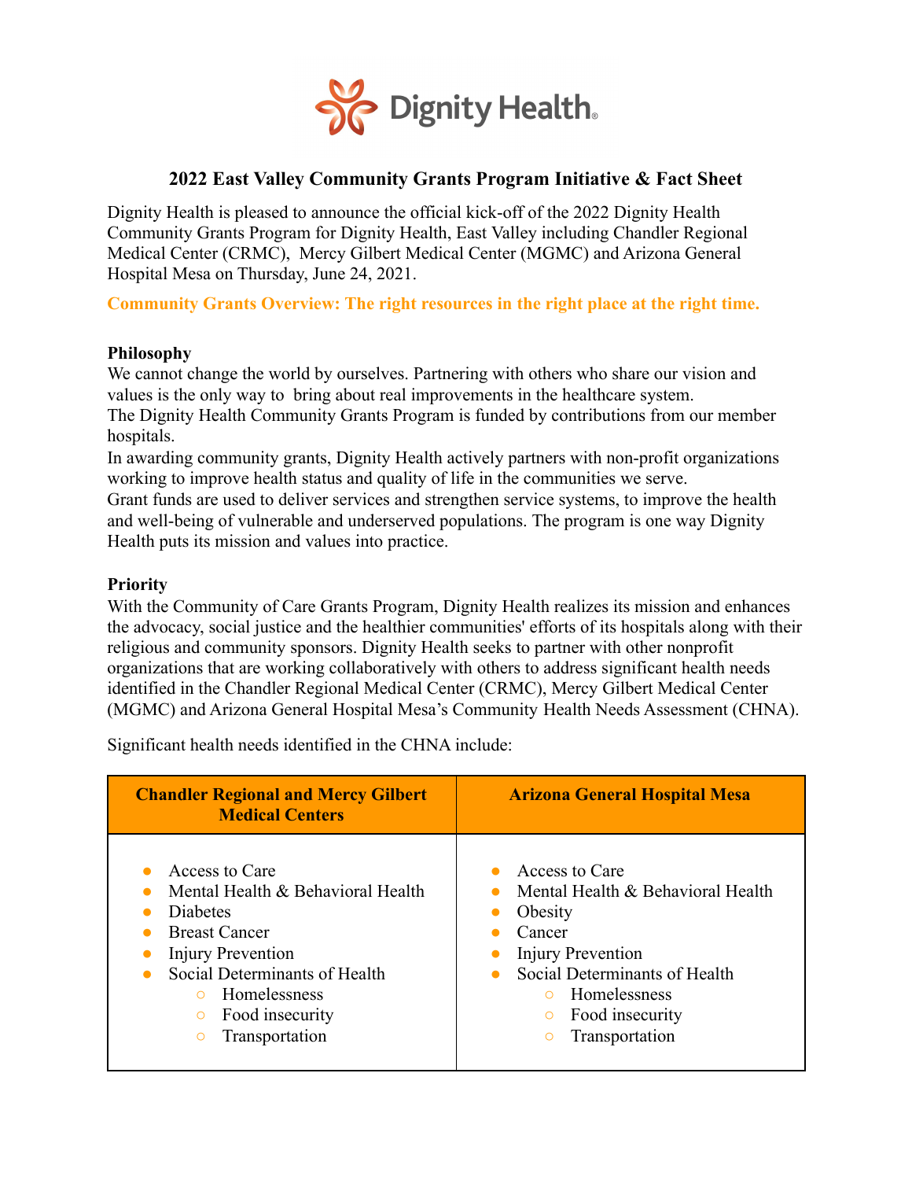# 2022 East Valley Community Grants Program Initiative & Fact Sheet

Dignity Health is pleased to announce the official kick-off of the 2022 Dignity Health Community Grants Program for Dignity Health, East Valley including Chandler Regional Medical Center (CRMC), Mercy Gilbert Medical Center (MGMC) and Arizona General Hospital Mesa on Thursday, June 24, 2021.

**Community Grants Overview: The right resources in the right place at the right time.**

### Philosophy

We cannot change the world by ourselves. Partnering with others who share our vision and values is the only way to bring about real improvements in the healthcare system.
The Dignity Health Community Grants Program is funded by contributions from our member hospitals.
In awarding community grants, Dignity Health actively partners with non-profit organizations working to improve health status and quality of life in the communities we serve.
Grant funds are used to deliver services and strengthen service systems, to improve the health and well-being of vulnerable and underserved populations. The program is one way Dignity Health puts its mission and values into practice.

### Priority

With the Community of Care Grants Program, Dignity Health realizes its mission and enhances the advocacy, social justice and the healthier communities' efforts of its hospitals along with their religious and community sponsors. Dignity Health seeks to partner with other nonprofit organizations that are working collaboratively with others to address significant health needs identified in the Chandler Regional Medical Center (CRMC), Mercy Gilbert Medical Center (MGMC) and Arizona General Hospital Mesa's Community Health Needs Assessment (CHNA).

Significant health needs identified in the CHNA include:

| Chandler Regional and Mercy Gilbert Medical Centers | Arizona General Hospital Mesa |
|---|---|
| • Access to Care<br>• Mental Health & Behavioral Health<br>• Diabetes<br>• Breast Cancer<br>• Injury Prevention<br>• Social Determinants of Health<br>  ○ Homelessness<br>  ○ Food insecurity<br>  ○ Transportation | • Access to Care<br>• Mental Health & Behavioral Health<br>• Obesity<br>• Cancer<br>• Injury Prevention<br>• Social Determinants of Health<br>  ○ Homelessness<br>  ○ Food insecurity<br>  ○ Transportation |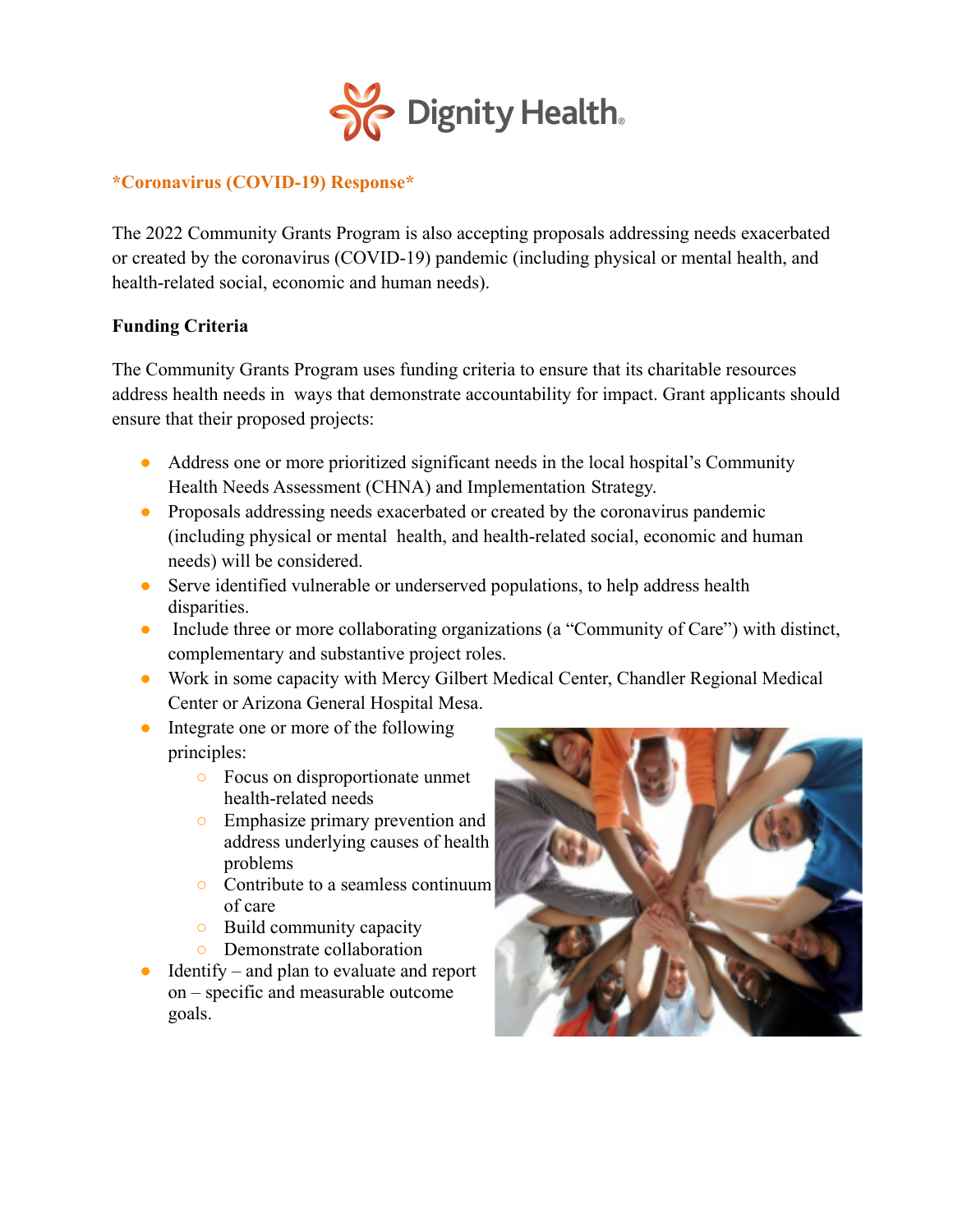**\*Coronavirus (COVID-19) Response\***

The 2022 Community Grants Program is also accepting proposals addressing needs exacerbated or created by the coronavirus (COVID-19) pandemic (including physical or mental health, and health-related social, economic and human needs).

**Funding Criteria**

The Community Grants Program uses funding criteria to ensure that its charitable resources address health needs in ways that demonstrate accountability for impact. Grant applicants should ensure that their proposed projects:

- Address one or more prioritized significant needs in the local hospital's Community Health Needs Assessment (CHNA) and Implementation Strategy.
- Proposals addressing needs exacerbated or created by the coronavirus pandemic (including physical or mental health, and health-related social, economic and human needs) will be considered.
- Serve identified vulnerable or underserved populations, to help address health disparities.
- Include three or more collaborating organizations (a "Community of Care") with distinct, complementary and substantive project roles.
- Work in some capacity with Mercy Gilbert Medical Center, Chandler Regional Medical Center or Arizona General Hospital Mesa.
- Integrate one or more of the following principles:
  - Focus on disproportionate unmet health-related needs
  - Emphasize primary prevention and address underlying causes of health problems
  - Contribute to a seamless continuum of care
  - Build community capacity
  - Demonstrate collaboration
- Identify – and plan to evaluate and report on – specific and measurable outcome goals.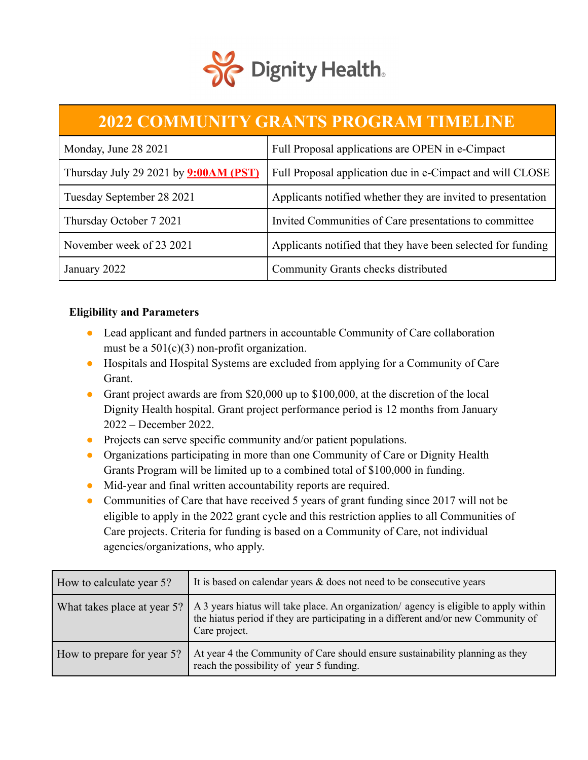Dignity Health.

| 2022 COMMUNITY GRANTS PROGRAM TIMELINE | |
|---|---|
| Monday, June 28 2021 | Full Proposal applications are OPEN in e-Cimpact |
| Thursday July 29 2021 by **9:00AM (PST)** | Full Proposal application due in e-Cimpact and will CLOSE |
| Tuesday September 28 2021 | Applicants notified whether they are invited to presentation |
| Thursday October 7 2021 | Invited Communities of Care presentations to committee |
| November week of 23 2021 | Applicants notified that they have been selected for funding |
| January 2022 | Community Grants checks distributed |

**Eligibility and Parameters**

- Lead applicant and funded partners in accountable Community of Care collaboration must be a 501(c)(3) non-profit organization.
- Hospitals and Hospital Systems are excluded from applying for a Community of Care Grant.
- Grant project awards are from $20,000 up to $100,000, at the discretion of the local Dignity Health hospital. Grant project performance period is 12 months from January 2022 – December 2022.
- Projects can serve specific community and/or patient populations.
- Organizations participating in more than one Community of Care or Dignity Health Grants Program will be limited up to a combined total of $100,000 in funding.
- Mid-year and final written accountability reports are required.
- Communities of Care that have received 5 years of grant funding since 2017 will not be eligible to apply in the 2022 grant cycle and this restriction applies to all Communities of Care projects. Criteria for funding is based on a Community of Care, not individual agencies/organizations, who apply.

| | |
|---|---|
| How to calculate year 5? | It is based on calendar years & does not need to be consecutive years |
| What takes place at year 5? | A 3 years hiatus will take place. An organization/ agency is eligible to apply within the hiatus period if they are participating in a different and/or new Community of Care project. |
| How to prepare for year 5? | At year 4 the Community of Care should ensure sustainability planning as they reach the possibility of year 5 funding. |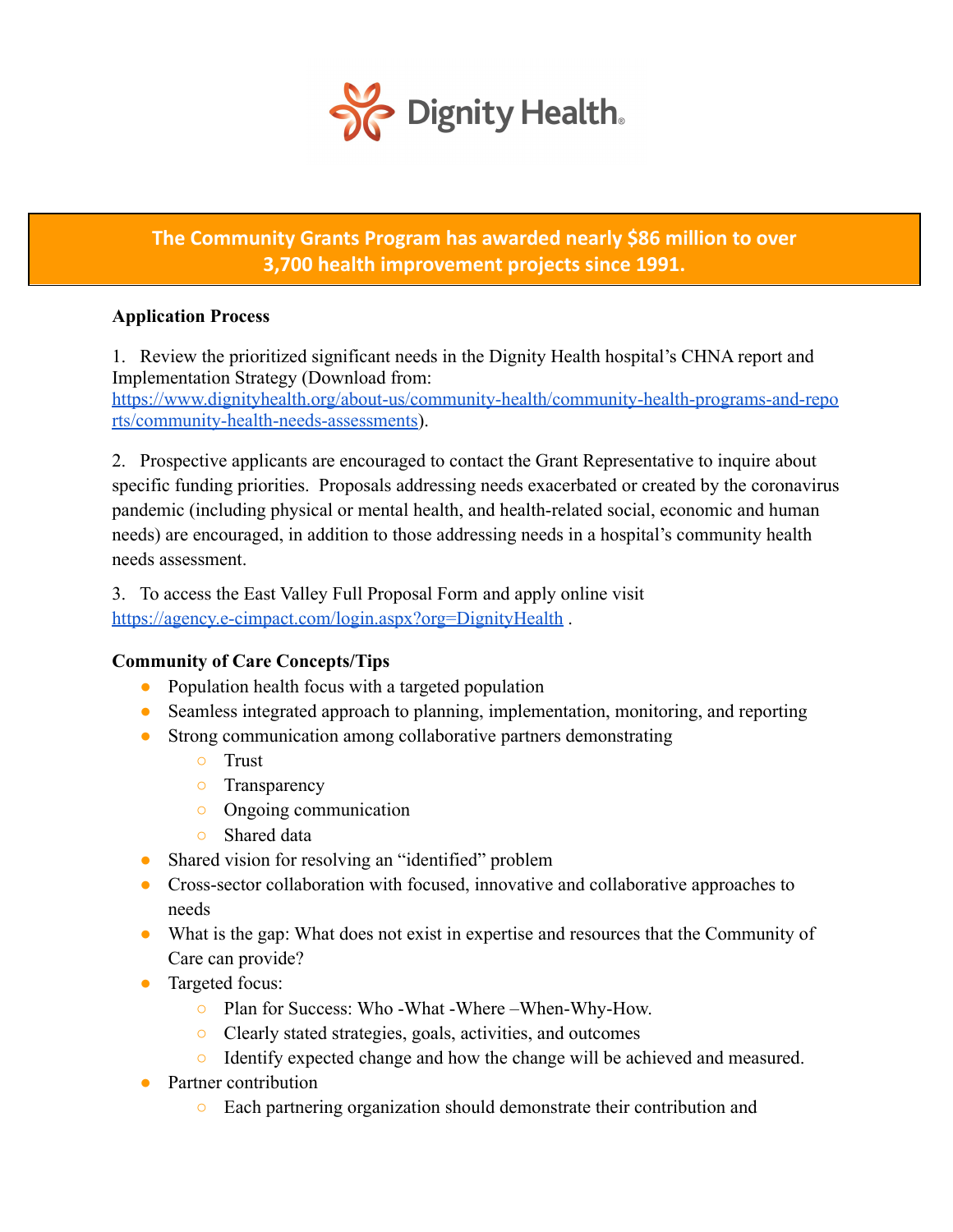**The Community Grants Program has awarded nearly $86 million to over 3,700 health improvement projects since 1991.**

**Application Process**

1. Review the prioritized significant needs in the Dignity Health hospital's CHNA report and Implementation Strategy (Download from: [https://www.dignityhealth.org/about-us/community-health/community-health-programs-and-reports/community-health-needs-assessments](https://www.dignityhealth.org/about-us/community-health/community-health-programs-and-reports/community-health-needs-assessments)).

2. Prospective applicants are encouraged to contact the Grant Representative to inquire about specific funding priorities. Proposals addressing needs exacerbated or created by the coronavirus pandemic (including physical or mental health, and health-related social, economic and human needs) are encouraged, in addition to those addressing needs in a hospital's community health needs assessment.

3. To access the East Valley Full Proposal Form and apply online visit [https://agency.e-cimpact.com/login.aspx?org=DignityHealth](https://agency.e-cimpact.com/login.aspx?org=DignityHealth) .

**Community of Care Concepts/Tips**

- Population health focus with a targeted population
- Seamless integrated approach to planning, implementation, monitoring, and reporting
- Strong communication among collaborative partners demonstrating
  - Trust
  - Transparency
  - Ongoing communication
  - Shared data
- Shared vision for resolving an "identified" problem
- Cross-sector collaboration with focused, innovative and collaborative approaches to needs
- What is the gap: What does not exist in expertise and resources that the Community of Care can provide?
- Targeted focus:
  - Plan for Success: Who -What -Where –When-Why-How.
  - Clearly stated strategies, goals, activities, and outcomes
  - Identify expected change and how the change will be achieved and measured.
- Partner contribution
  - Each partnering organization should demonstrate their contribution and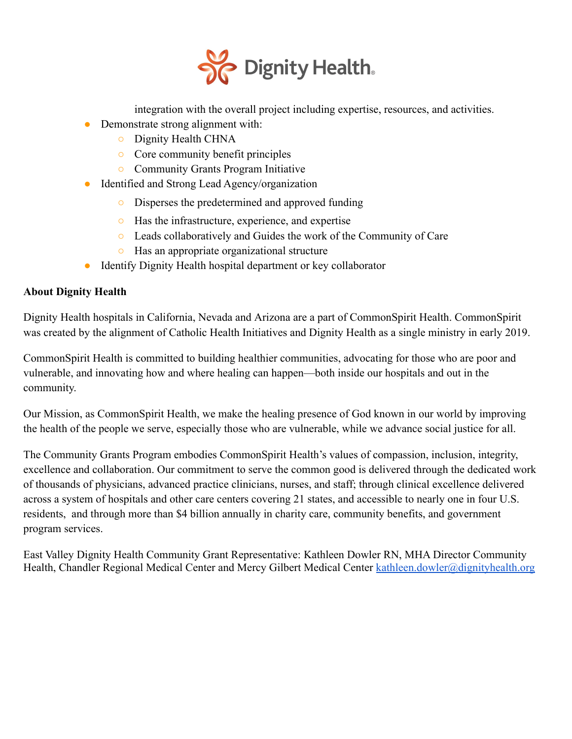integration with the overall project including expertise, resources, and activities.

- Demonstrate strong alignment with:
  - Dignity Health CHNA
  - Core community benefit principles
  - Community Grants Program Initiative
- Identified and Strong Lead Agency/organization
  - Disperses the predetermined and approved funding
  - Has the infrastructure, experience, and expertise
  - Leads collaboratively and Guides the work of the Community of Care
  - Has an appropriate organizational structure
- Identify Dignity Health hospital department or key collaborator

**About Dignity Health**

Dignity Health hospitals in California, Nevada and Arizona are a part of CommonSpirit Health. CommonSpirit was created by the alignment of Catholic Health Initiatives and Dignity Health as a single ministry in early 2019.

CommonSpirit Health is committed to building healthier communities, advocating for those who are poor and vulnerable, and innovating how and where healing can happen—both inside our hospitals and out in the community.

Our Mission, as CommonSpirit Health, we make the healing presence of God known in our world by improving the health of the people we serve, especially those who are vulnerable, while we advance social justice for all.

The Community Grants Program embodies CommonSpirit Health's values of compassion, inclusion, integrity, excellence and collaboration. Our commitment to serve the common good is delivered through the dedicated work of thousands of physicians, advanced practice clinicians, nurses, and staff; through clinical excellence delivered across a system of hospitals and other care centers covering 21 states, and accessible to nearly one in four U.S. residents, and through more than $4 billion annually in charity care, community benefits, and government program services.

East Valley Dignity Health Community Grant Representative: Kathleen Dowler RN, MHA Director Community Health, Chandler Regional Medical Center and Mercy Gilbert Medical Center kathleen.dowler@dignityhealth.org